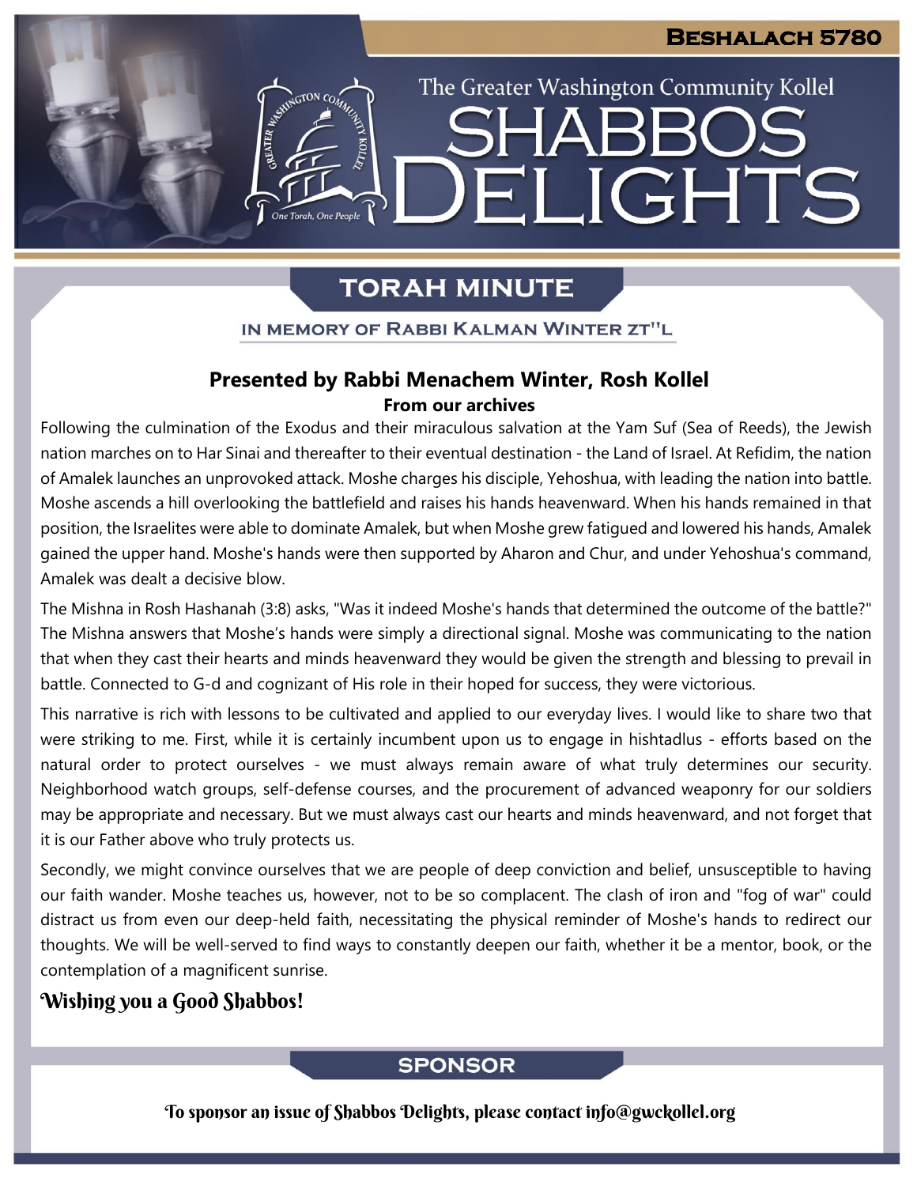# The Greater Washington Community Kollel

# SHABBOS DELIGHTS

**Beshalach 5780**

## TORAH MINUTE

**IN MEMORY OF RABBI KALMAN WINTER ZT"L**

### Presented by Rabbi Menachem Winter, Rosh Kollel

**From our archives**

Following the culmination of the Exodus and their miraculous salvation at the Yam Suf (Sea of Reeds), the Jewish nation marches on to Har Sinai and thereafter to their eventual destination - the Land of Israel. At Refidim, the nation of Amalek launches an unprovoked attack. Moshe charges his disciple, Yehoshua, with leading the nation into battle. Moshe ascends a hill overlooking the battlefield and raises his hands heavenward. When his hands remained in that position, the Israelites were able to dominate Amalek, but when Moshe grew fatigued and lowered his hands, Amalek gained the upper hand. Moshe's hands were then supported by Aharon and Chur, and under Yehoshua's command, Amalek was dealt a decisive blow.

The Mishna in Rosh Hashanah (3:8) asks, "Was it indeed Moshe's hands that determined the outcome of the battle?" The Mishna answers that Moshe's hands were simply a directional signal. Moshe was communicating to the nation that when they cast their hearts and minds heavenward they would be given the strength and blessing to prevail in battle. Connected to G-d and cognizant of His role in their hoped for success, they were victorious.

This narrative is rich with lessons to be cultivated and applied to our everyday lives. I would like to share two that were striking to me. First, while it is certainly incumbent upon us to engage in hishtadlus - efforts based on the natural order to protect ourselves - we must always remain aware of what truly determines our security. Neighborhood watch groups, self-defense courses, and the procurement of advanced weaponry for our soldiers may be appropriate and necessary. But we must always cast our hearts and minds heavenward, and not forget that it is our Father above who truly protects us.

Secondly, we might convince ourselves that we are people of deep conviction and belief, unsusceptible to having our faith wander. Moshe teaches us, however, not to be so complacent. The clash of iron and "fog of war" could distract us from even our deep-held faith, necessitating the physical reminder of Moshe's hands to redirect our thoughts. We will be well-served to find ways to constantly deepen our faith, whether it be a mentor, book, or the contemplation of a magnificent sunrise.

**Wishing you a Good Shabbos!**

## SPONSOR

To sponsor an issue of Shabbos Delights, please contact info@gwckollel.org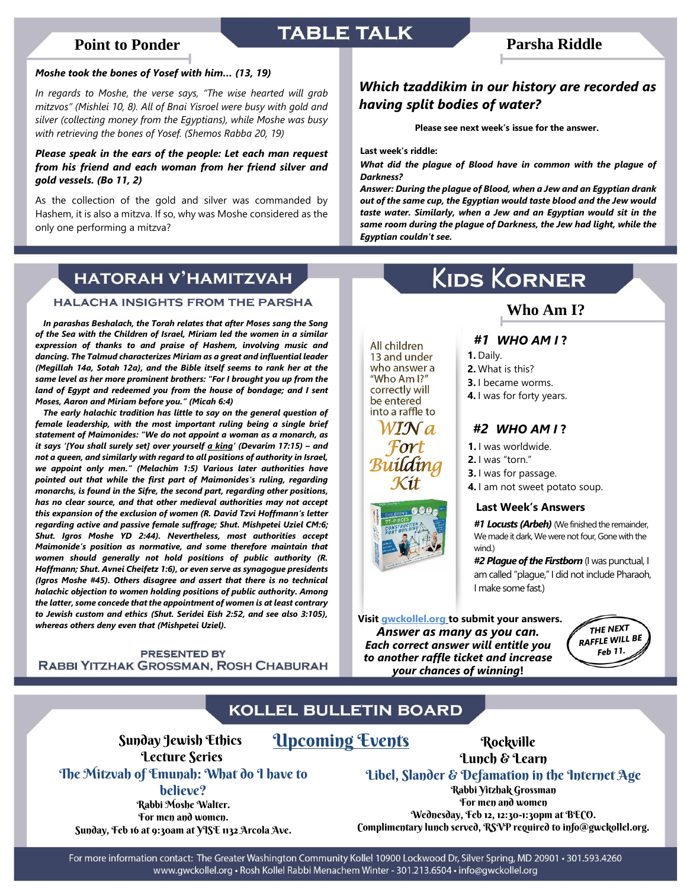# TABLE TALK

## Point to Ponder

***Moshe took the bones of Yosef with him... (13, 19)***

*In regards to Moshe, the verse says, "The wise hearted will grab mitzvos" (Mishlei 10, 8). All of Bnai Yisroel were busy with gold and silver (collecting money from the Egyptians), while Moshe was busy with retrieving the bones of Yosef. (Shemos Rabba 20, 19)*

***Please speak in the ears of the people: Let each man request from his friend and each woman from her friend silver and gold vessels. (Bo 11, 2)***

As the collection of the gold and silver was commanded by Hashem, it is also a mitzva. If so, why was Moshe considered as the only one performing a mitzva?

## Parsha Riddle

***Which tzaddikim in our history are recorded as having split bodies of water?***

**Please see next week's issue for the answer.**

**Last week's riddle:**

***What did the plague of Blood have in common with the plague of Darkness?***

***Answer: During the plague of Blood, when a Jew and an Egyptian drank out of the same cup, the Egyptian would taste blood and the Jew would taste water. Similarly, when a Jew and an Egyptian would sit in the same room during the plague of Darkness, the Jew had light, while the Egyptian couldn't see.***

# HATORAH V'HAMITZVAH

### HALACHA INSIGHTS FROM THE PARSHA

***In parashas Beshalach, the Torah relates that after Moses sang the Song of the Sea with the Children of Israel, Miriam led the women in a similar expression of thanks to and praise of Hashem, involving music and dancing. The Talmud characterizes Miriam as a great and influential leader (Megillah 14a, Sotah 12a), and the Bible itself seems to rank her at the same level as her more prominent brothers: "For I brought you up from the land of Egypt and redeemed you from the house of bondage; and I sent Moses, Aaron and Miriam before you." (Micah 6:4)***

***The early halachic tradition has little to say on the general question of female leadership, with the most important ruling being a single brief statement of Maimonides: "We do not appoint a woman as a monarch, as it says '[You shall surely set] over yourself a king' (Devarim 17:15) – and not a queen, and similarly with regard to all positions of authority in Israel, we appoint only men." (Melachim 1:5) Various later authorities have pointed out that while the first part of Maimonides's ruling, regarding monarchs, is found in the Sifre, the second part, regarding other positions, has no clear source, and that other medieval authorities may not accept this expansion of the exclusion of women (R. David Tzvi Hoffmann's letter regarding active and passive female suffrage; Shut. Mishpetei Uziel CM:6; Shut. Igros Moshe YD 2:44). Nevertheless, most authorities accept Maimonide's position as normative, and some therefore maintain that women should generally not hold positions of public authority (R. Hoffmann; Shut. Avnei Cheifetz 1:6), or even serve as synagogue presidents (Igros Moshe #45). Others disagree and assert that there is no technical halachic objection to women holding positions of public authority. Among the latter, some concede that the appointment of women is at least contrary to Jewish custom and ethics (Shut. Seridei Eish 2:52, and see also 3:105), whereas others deny even that (Mishpetei Uziel).***

PRESENTED BY
RABBI YITZHAK GROSSMAN, ROSH CHABURAH

# KIDS KORNER

## Who Am I?

All children 13 and under who answer a "Who Am I?" correctly will be entered into a raffle to WIN a Fort Building Kit

### #1 WHO AM I ?

1. Daily.
2. What is this?
3. I became worms.
4. I was for forty years.

### #2 WHO AM I ?

1. I was worldwide.
2. I was "torn."
3. I was for passage.
4. I am not sweet potato soup.

### Last Week's Answers

***#1 Locusts (Arbeh)*** (We finished the remainder, We made it dark, We were not four, Gone with the wind.)

***#2 Plague of the Firstborn*** (I was punctual, I am called "plague," I did not include Pharaoh, I make some fast.)

**Visit gwckollel.org to submit your answers.**
***Answer as many as you can. Each correct answer will entitle you to another raffle ticket and increase your chances of winning!***

THE NEXT RAFFLE WILL BE Feb 11.

# KOLLEL BULLETIN BOARD

## Upcoming Events

**Sunday Jewish Ethics Lecture Series**
**The Mitzvah of Emunah: What do I have to believe?**
Rabbi Moshe Walter.
For men and women.
Sunday, Feb 16 at 9:30am at YISE 1132 Arcola Ave.

**Rockville Lunch & Learn**
**Libel, Slander & Defamation in the Internet Age**
Rabbi Yitzhak Grossman
For men and women
Wednesday, Feb 12, 12:30-1:30pm at BECO.
Complimentary lunch served, RSVP required to info@gwckollel.org.

For more information contact: The Greater Washington Community Kollel 10900 Lockwood Dr, Silver Spring, MD 20901 • 301.593.4260
www.gwckollel.org • Rosh Kollel Rabbi Menachem Winter - 301.213.6504 • info@gwckollel.org